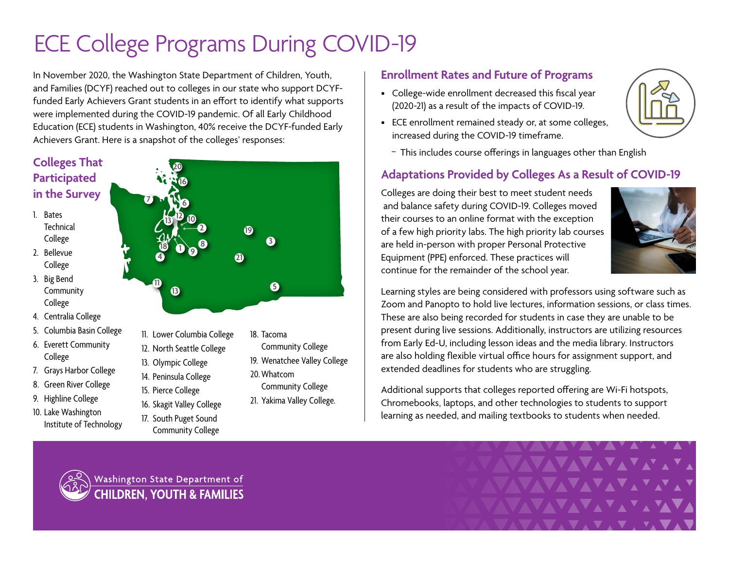# ECE College Programs During COVID-19

In November 2020, the Washington State Department of Children, Youth, and Families (DCYF) reached out to colleges in our state who support DCYF-funded Early Achievers Grant students in an effort to identify what supports were implemented during the COVID-19 pandemic. Of all Early Childhood Education (ECE) students in Washington, 40% receive the DCYF-funded Early Achievers Grant. Here is a snapshot of the colleges' responses:

## Colleges That Participated in the Survey

1. Bates Technical College
2. Bellevue College
3. Big Bend Community College
4. Centralia College
5. Columbia Basin College
6. Everett Community College
7. Grays Harbor College
8. Green River College
9. Highline College
10. Lake Washington Institute of Technology
11. Lower Columbia College
12. North Seattle College
13. Olympic College
14. Peninsula College
15. Pierce College
16. Skagit Valley College
17. South Puget Sound Community College
18. Tacoma Community College
19. Wenatchee Valley College
20. Whatcom Community College
21. Yakima Valley College.

## Enrollment Rates and Future of Programs

- College-wide enrollment decreased this fiscal year (2020-21) as a result of the impacts of COVID-19.
- ECE enrollment remained steady or, at some colleges, increased during the COVID-19 timeframe.
  - This includes course offerings in languages other than English

## Adaptations Provided by Colleges As a Result of COVID-19

Colleges are doing their best to meet student needs and balance safety during COVID-19. Colleges moved their courses to an online format with the exception of a few high priority labs. The high priority lab courses are held in-person with proper Personal Protective Equipment (PPE) enforced. These practices will continue for the remainder of the school year.

Learning styles are being considered with professors using software such as Zoom and Panopto to hold live lectures, information sessions, or class times. These are also being recorded for students in case they are unable to be present during live sessions. Additionally, instructors are utilizing resources from Early Ed-U, including lesson ideas and the media library. Instructors are also holding flexible virtual office hours for assignment support, and extended deadlines for students who are struggling.

Additional supports that colleges reported offering are Wi-Fi hotspots, Chromebooks, laptops, and other technologies to students to support learning as needed, and mailing textbooks to students when needed.

Washington State Department of
CHILDREN, YOUTH & FAMILIES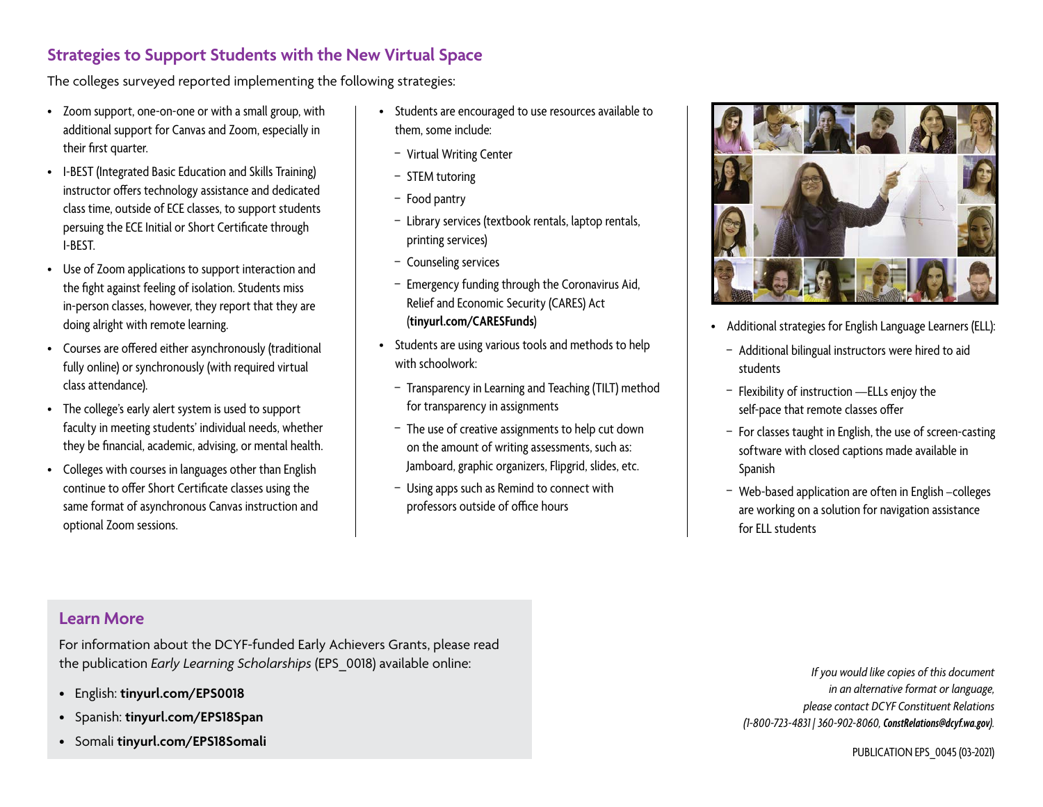## Strategies to Support Students with the New Virtual Space

The colleges surveyed reported implementing the following strategies:

- Zoom support, one-on-one or with a small group, with additional support for Canvas and Zoom, especially in their first quarter.
- I-BEST (Integrated Basic Education and Skills Training) instructor offers technology assistance and dedicated class time, outside of ECE classes, to support students persuing the ECE Initial or Short Certificate through I-BEST.
- Use of Zoom applications to support interaction and the fight against feeling of isolation. Students miss in-person classes, however, they report that they are doing alright with remote learning.
- Courses are offered either asynchronously (traditional fully online) or synchronously (with required virtual class attendance).
- The college's early alert system is used to support faculty in meeting students' individual needs, whether they be financial, academic, advising, or mental health.
- Colleges with courses in languages other than English continue to offer Short Certificate classes using the same format of asynchronous Canvas instruction and optional Zoom sessions.
- Students are encouraged to use resources available to them, some include:
  - Virtual Writing Center
  - STEM tutoring
  - Food pantry
  - Library services (textbook rentals, laptop rentals, printing services)
  - Counseling services
  - Emergency funding through the Coronavirus Aid, Relief and Economic Security (CARES) Act (**tinyurl.com/CARESFunds**)
- Students are using various tools and methods to help with schoolwork:
  - Transparency in Learning and Teaching (TILT) method for transparency in assignments
  - The use of creative assignments to help cut down on the amount of writing assessments, such as: Jamboard, graphic organizers, Flipgrid, slides, etc.
  - Using apps such as Remind to connect with professors outside of office hours
- Additional strategies for English Language Learners (ELL):
  - Additional bilingual instructors were hired to aid students
  - Flexibility of instruction —ELLs enjoy the self-pace that remote classes offer
  - For classes taught in English, the use of screen-casting software with closed captions made available in Spanish
  - Web-based application are often in English –colleges are working on a solution for navigation assistance for ELL students

## Learn More

For information about the DCYF-funded Early Achievers Grants, please read the publication *Early Learning Scholarships* (EPS_0018) available online:

- English: **tinyurl.com/EPS0018**
- Spanish: **tinyurl.com/EPS18Span**
- Somali **tinyurl.com/EPS18Somali**

*If you would like copies of this document in an alternative format or language, please contact DCYF Constituent Relations (1-800-723-4831 | 360-902-8060, **ConstRelations@dcyf.wa.gov**).*

PUBLICATION EPS_0045 (03-2021)